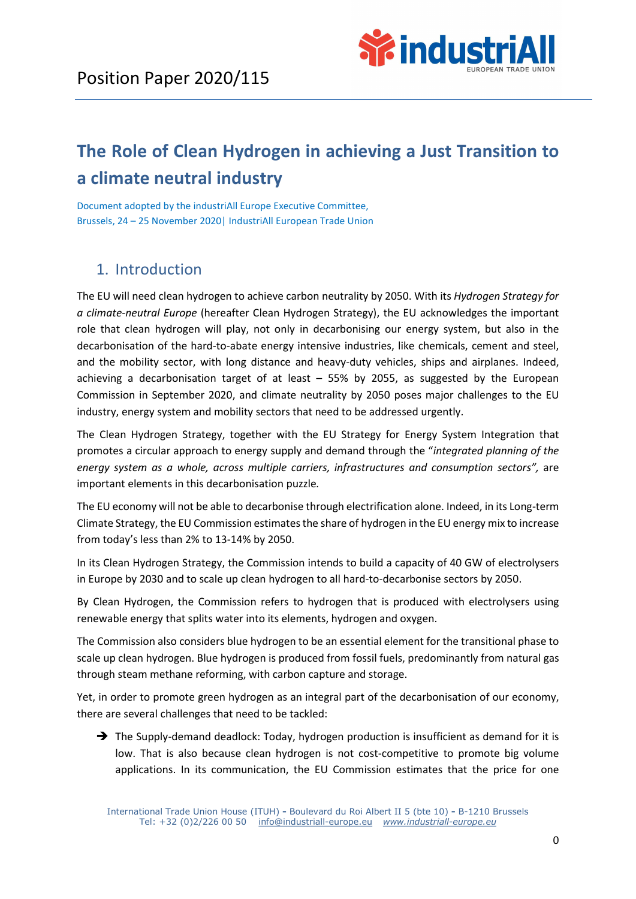Position Paper 2020/115

# The Role of Clean Hydrogen in achieving a Just Transition to a climate neutral industry

Document adopted by the industriAll Europe Executive Committee,
Brussels, 24 – 25 November 2020| IndustriAll European Trade Union

## 1. Introduction

The EU will need clean hydrogen to achieve carbon neutrality by 2050. With its *Hydrogen Strategy for a climate-neutral Europe* (hereafter Clean Hydrogen Strategy), the EU acknowledges the important role that clean hydrogen will play, not only in decarbonising our energy system, but also in the decarbonisation of the hard-to-abate energy intensive industries, like chemicals, cement and steel, and the mobility sector, with long distance and heavy-duty vehicles, ships and airplanes. Indeed, achieving a decarbonisation target of at least – 55% by 2055, as suggested by the European Commission in September 2020, and climate neutrality by 2050 poses major challenges to the EU industry, energy system and mobility sectors that need to be addressed urgently.

The Clean Hydrogen Strategy, together with the EU Strategy for Energy System Integration that promotes a circular approach to energy supply and demand through the "*integrated planning of the energy system as a whole, across multiple carriers, infrastructures and consumption sectors",* are important elements in this decarbonisation puzzle*.*

The EU economy will not be able to decarbonise through electrification alone. Indeed, in its Long-term Climate Strategy, the EU Commission estimates the share of hydrogen in the EU energy mix to increase from today's less than 2% to 13-14% by 2050.

In its Clean Hydrogen Strategy, the Commission intends to build a capacity of 40 GW of electrolysers in Europe by 2030 and to scale up clean hydrogen to all hard-to-decarbonise sectors by 2050.

By Clean Hydrogen, the Commission refers to hydrogen that is produced with electrolysers using renewable energy that splits water into its elements, hydrogen and oxygen.

The Commission also considers blue hydrogen to be an essential element for the transitional phase to scale up clean hydrogen. Blue hydrogen is produced from fossil fuels, predominantly from natural gas through steam methane reforming, with carbon capture and storage.

Yet, in order to promote green hydrogen as an integral part of the decarbonisation of our economy, there are several challenges that need to be tackled:

- ➔ The Supply-demand deadlock: Today, hydrogen production is insufficient as demand for it is low. That is also because clean hydrogen is not cost-competitive to promote big volume applications. In its communication, the EU Commission estimates that the price for one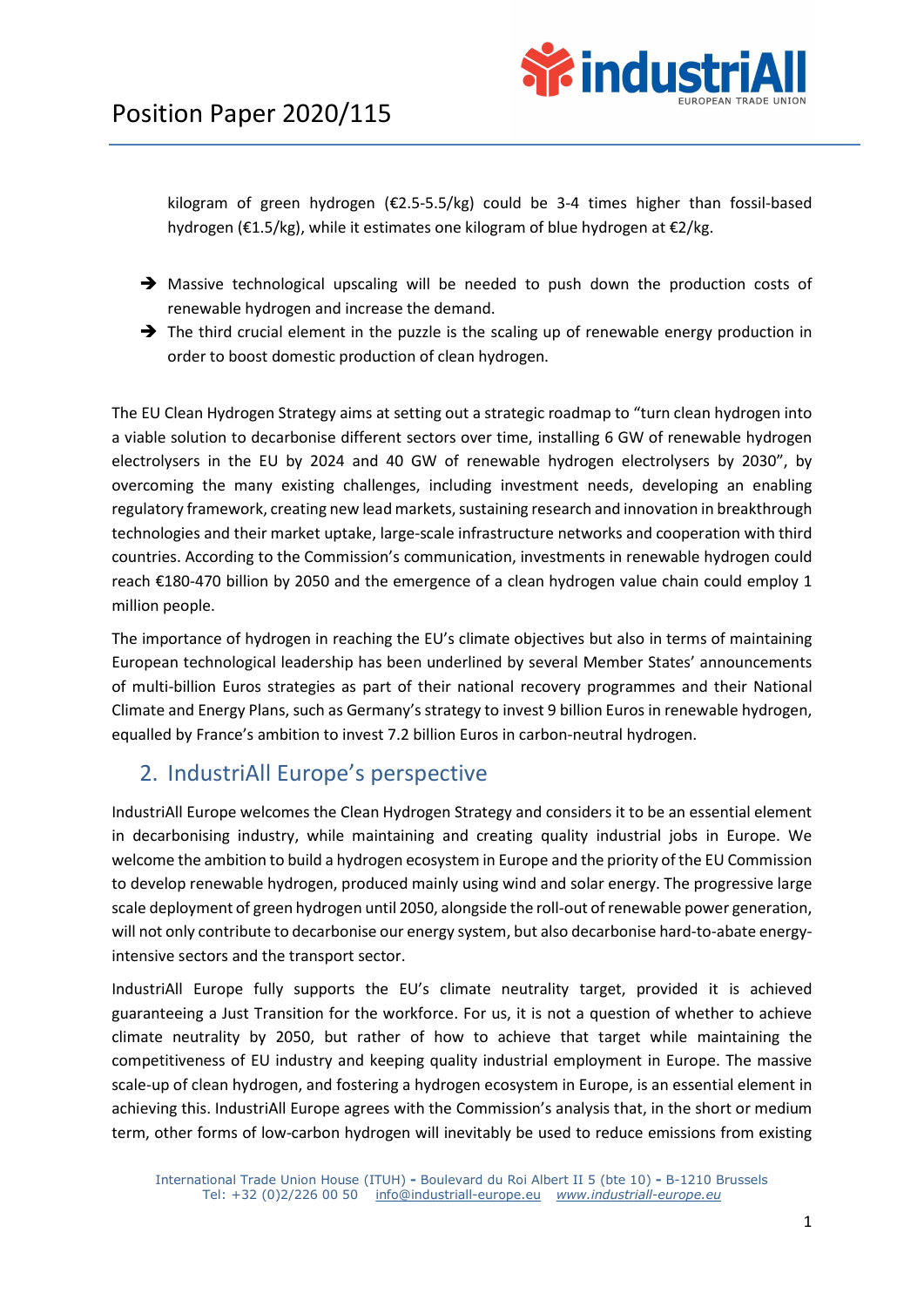kilogram of green hydrogen (€2.5-5.5/kg) could be 3-4 times higher than fossil-based hydrogen (€1.5/kg), while it estimates one kilogram of blue hydrogen at €2/kg.

- ➔ Massive technological upscaling will be needed to push down the production costs of renewable hydrogen and increase the demand.
- ➔ The third crucial element in the puzzle is the scaling up of renewable energy production in order to boost domestic production of clean hydrogen.

The EU Clean Hydrogen Strategy aims at setting out a strategic roadmap to "turn clean hydrogen into a viable solution to decarbonise different sectors over time, installing 6 GW of renewable hydrogen electrolysers in the EU by 2024 and 40 GW of renewable hydrogen electrolysers by 2030", by overcoming the many existing challenges, including investment needs, developing an enabling regulatory framework, creating new lead markets, sustaining research and innovation in breakthrough technologies and their market uptake, large-scale infrastructure networks and cooperation with third countries. According to the Commission's communication, investments in renewable hydrogen could reach €180-470 billion by 2050 and the emergence of a clean hydrogen value chain could employ 1 million people.

The importance of hydrogen in reaching the EU's climate objectives but also in terms of maintaining European technological leadership has been underlined by several Member States' announcements of multi-billion Euros strategies as part of their national recovery programmes and their National Climate and Energy Plans, such as Germany's strategy to invest 9 billion Euros in renewable hydrogen, equalled by France's ambition to invest 7.2 billion Euros in carbon-neutral hydrogen.

## 2. IndustriAll Europe's perspective

IndustriAll Europe welcomes the Clean Hydrogen Strategy and considers it to be an essential element in decarbonising industry, while maintaining and creating quality industrial jobs in Europe. We welcome the ambition to build a hydrogen ecosystem in Europe and the priority of the EU Commission to develop renewable hydrogen, produced mainly using wind and solar energy. The progressive large scale deployment of green hydrogen until 2050, alongside the roll-out of renewable power generation, will not only contribute to decarbonise our energy system, but also decarbonise hard-to-abate energy-intensive sectors and the transport sector.

IndustriAll Europe fully supports the EU's climate neutrality target, provided it is achieved guaranteeing a Just Transition for the workforce. For us, it is not a question of whether to achieve climate neutrality by 2050, but rather of how to achieve that target while maintaining the competitiveness of EU industry and keeping quality industrial employment in Europe. The massive scale-up of clean hydrogen, and fostering a hydrogen ecosystem in Europe, is an essential element in achieving this. IndustriAll Europe agrees with the Commission's analysis that, in the short or medium term, other forms of low-carbon hydrogen will inevitably be used to reduce emissions from existing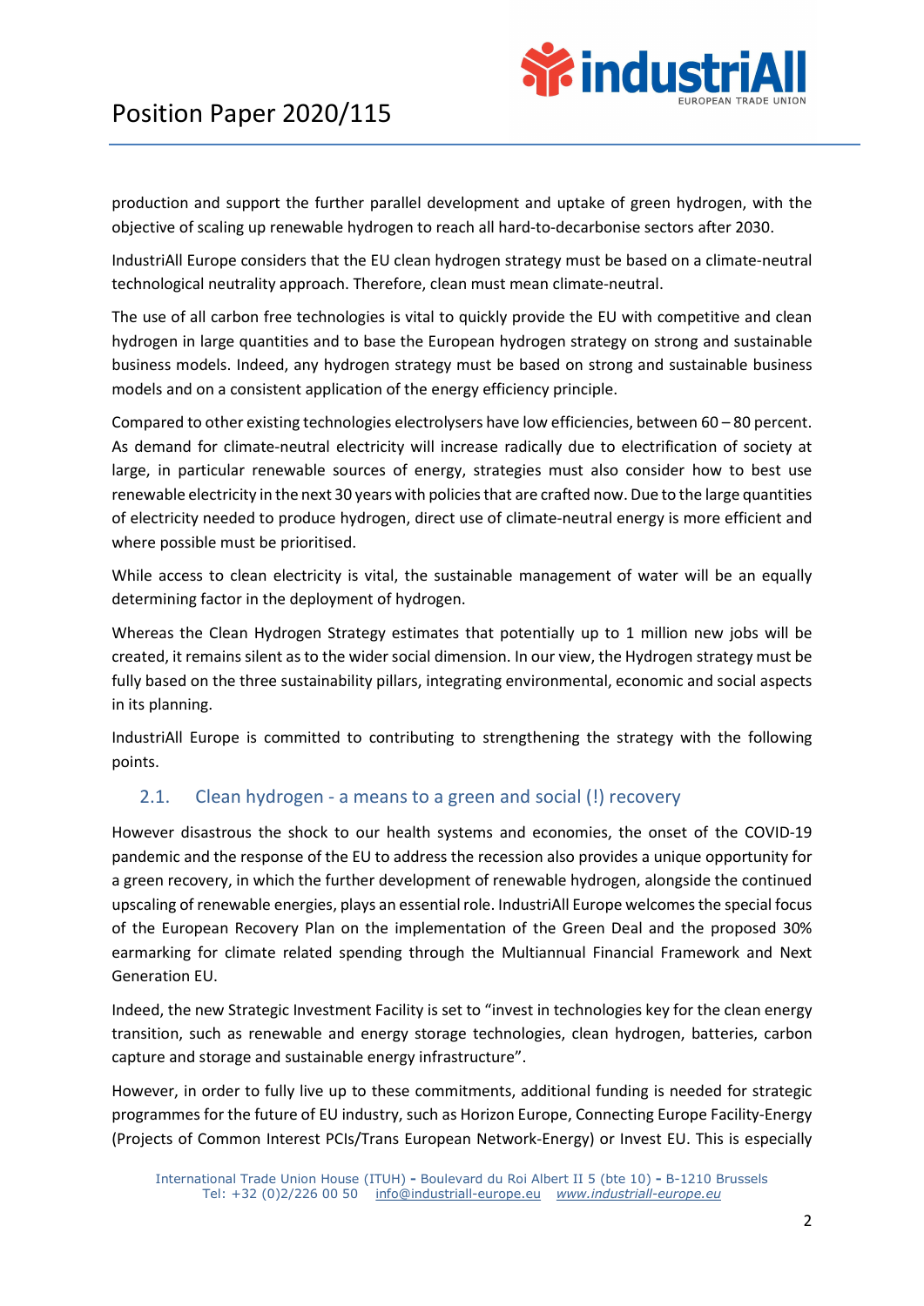production and support the further parallel development and uptake of green hydrogen, with the objective of scaling up renewable hydrogen to reach all hard-to-decarbonise sectors after 2030.

IndustriAll Europe considers that the EU clean hydrogen strategy must be based on a climate-neutral technological neutrality approach. Therefore, clean must mean climate-neutral.

The use of all carbon free technologies is vital to quickly provide the EU with competitive and clean hydrogen in large quantities and to base the European hydrogen strategy on strong and sustainable business models. Indeed, any hydrogen strategy must be based on strong and sustainable business models and on a consistent application of the energy efficiency principle.

Compared to other existing technologies electrolysers have low efficiencies, between 60 – 80 percent. As demand for climate-neutral electricity will increase radically due to electrification of society at large, in particular renewable sources of energy, strategies must also consider how to best use renewable electricity in the next 30 years with policies that are crafted now. Due to the large quantities of electricity needed to produce hydrogen, direct use of climate-neutral energy is more efficient and where possible must be prioritised.

While access to clean electricity is vital, the sustainable management of water will be an equally determining factor in the deployment of hydrogen.

Whereas the Clean Hydrogen Strategy estimates that potentially up to 1 million new jobs will be created, it remains silent as to the wider social dimension. In our view, the Hydrogen strategy must be fully based on the three sustainability pillars, integrating environmental, economic and social aspects in its planning.

IndustriAll Europe is committed to contributing to strengthening the strategy with the following points.

## 2.1. Clean hydrogen - a means to a green and social (!) recovery

However disastrous the shock to our health systems and economies, the onset of the COVID-19 pandemic and the response of the EU to address the recession also provides a unique opportunity for a green recovery, in which the further development of renewable hydrogen, alongside the continued upscaling of renewable energies, plays an essential role. IndustriAll Europe welcomes the special focus of the European Recovery Plan on the implementation of the Green Deal and the proposed 30% earmarking for climate related spending through the Multiannual Financial Framework and Next Generation EU.

Indeed, the new Strategic Investment Facility is set to "invest in technologies key for the clean energy transition, such as renewable and energy storage technologies, clean hydrogen, batteries, carbon capture and storage and sustainable energy infrastructure".

However, in order to fully live up to these commitments, additional funding is needed for strategic programmes for the future of EU industry, such as Horizon Europe, Connecting Europe Facility-Energy (Projects of Common Interest PCIs/Trans European Network-Energy) or Invest EU. This is especially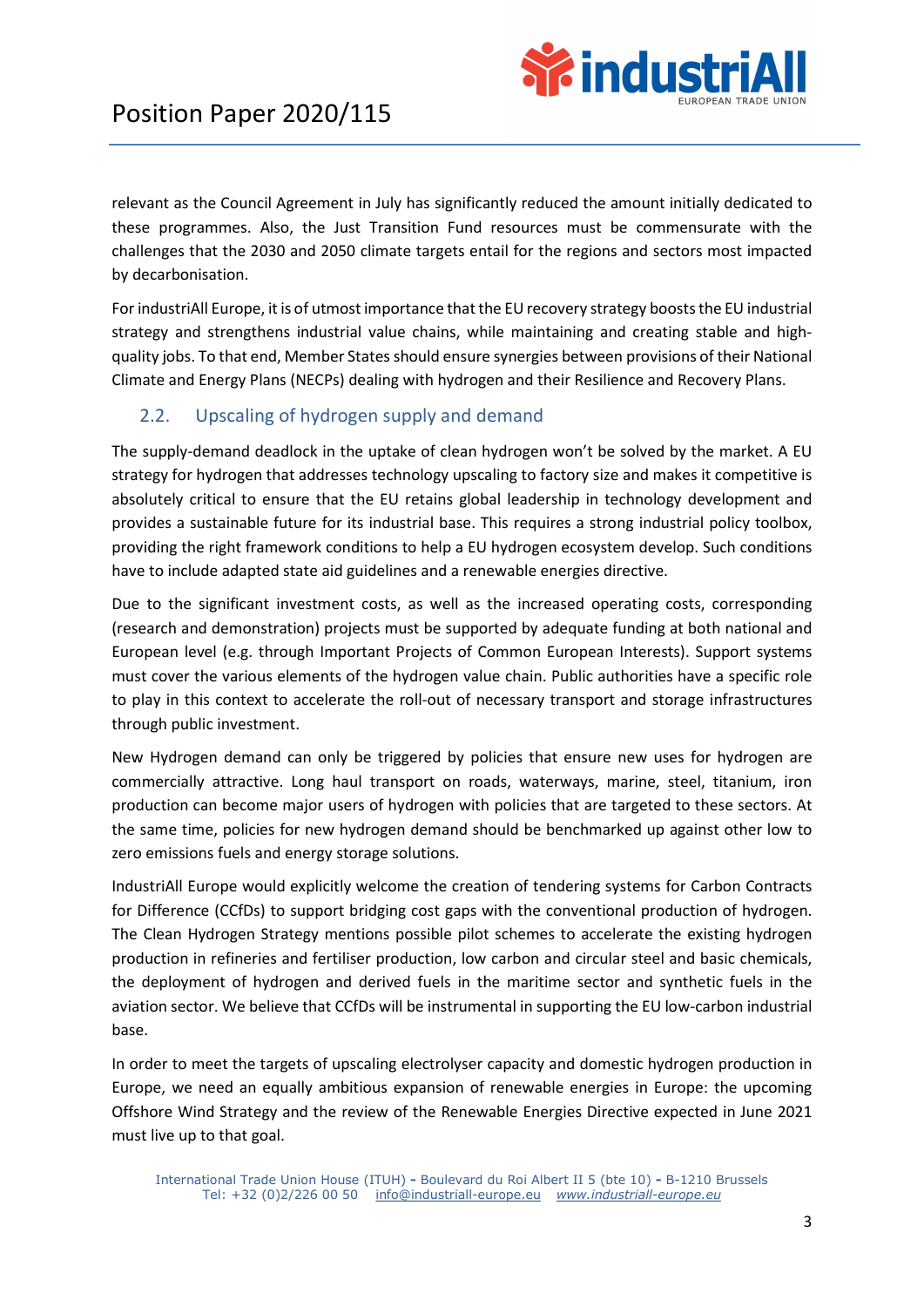relevant as the Council Agreement in July has significantly reduced the amount initially dedicated to these programmes. Also, the Just Transition Fund resources must be commensurate with the challenges that the 2030 and 2050 climate targets entail for the regions and sectors most impacted by decarbonisation.

For industriAll Europe, it is of utmost importance that the EU recovery strategy boosts the EU industrial strategy and strengthens industrial value chains, while maintaining and creating stable and high-quality jobs. To that end, Member States should ensure synergies between provisions of their National Climate and Energy Plans (NECPs) dealing with hydrogen and their Resilience and Recovery Plans.

## 2.2. Upscaling of hydrogen supply and demand

The supply-demand deadlock in the uptake of clean hydrogen won't be solved by the market. A EU strategy for hydrogen that addresses technology upscaling to factory size and makes it competitive is absolutely critical to ensure that the EU retains global leadership in technology development and provides a sustainable future for its industrial base. This requires a strong industrial policy toolbox, providing the right framework conditions to help a EU hydrogen ecosystem develop. Such conditions have to include adapted state aid guidelines and a renewable energies directive.

Due to the significant investment costs, as well as the increased operating costs, corresponding (research and demonstration) projects must be supported by adequate funding at both national and European level (e.g. through Important Projects of Common European Interests). Support systems must cover the various elements of the hydrogen value chain. Public authorities have a specific role to play in this context to accelerate the roll-out of necessary transport and storage infrastructures through public investment.

New Hydrogen demand can only be triggered by policies that ensure new uses for hydrogen are commercially attractive. Long haul transport on roads, waterways, marine, steel, titanium, iron production can become major users of hydrogen with policies that are targeted to these sectors. At the same time, policies for new hydrogen demand should be benchmarked up against other low to zero emissions fuels and energy storage solutions.

IndustriAll Europe would explicitly welcome the creation of tendering systems for Carbon Contracts for Difference (CCfDs) to support bridging cost gaps with the conventional production of hydrogen. The Clean Hydrogen Strategy mentions possible pilot schemes to accelerate the existing hydrogen production in refineries and fertiliser production, low carbon and circular steel and basic chemicals, the deployment of hydrogen and derived fuels in the maritime sector and synthetic fuels in the aviation sector. We believe that CCfDs will be instrumental in supporting the EU low-carbon industrial base.

In order to meet the targets of upscaling electrolyser capacity and domestic hydrogen production in Europe, we need an equally ambitious expansion of renewable energies in Europe: the upcoming Offshore Wind Strategy and the review of the Renewable Energies Directive expected in June 2021 must live up to that goal.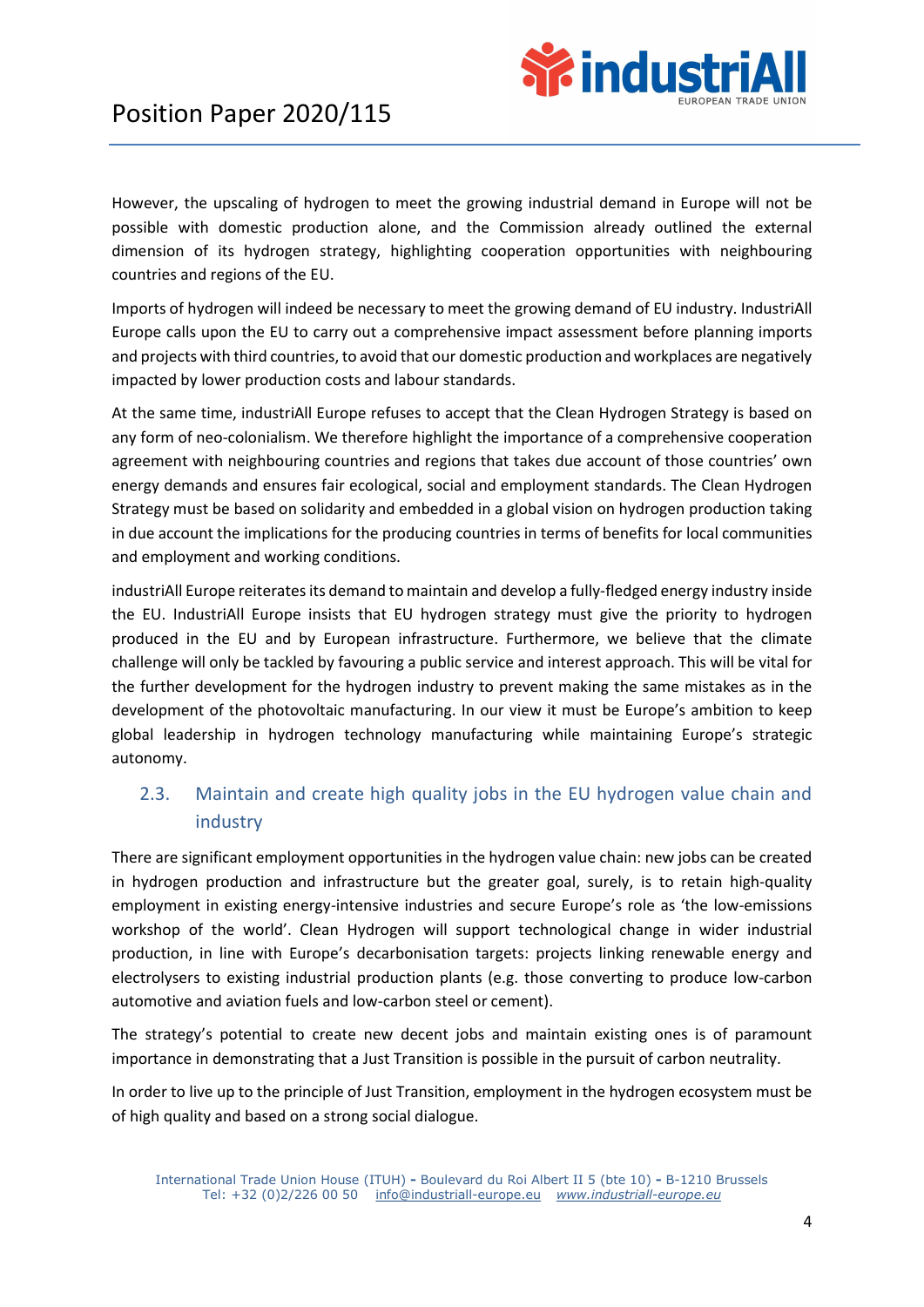However, the upscaling of hydrogen to meet the growing industrial demand in Europe will not be possible with domestic production alone, and the Commission already outlined the external dimension of its hydrogen strategy, highlighting cooperation opportunities with neighbouring countries and regions of the EU.

Imports of hydrogen will indeed be necessary to meet the growing demand of EU industry. IndustriAll Europe calls upon the EU to carry out a comprehensive impact assessment before planning imports and projects with third countries, to avoid that our domestic production and workplaces are negatively impacted by lower production costs and labour standards.

At the same time, industriAll Europe refuses to accept that the Clean Hydrogen Strategy is based on any form of neo-colonialism. We therefore highlight the importance of a comprehensive cooperation agreement with neighbouring countries and regions that takes due account of those countries' own energy demands and ensures fair ecological, social and employment standards. The Clean Hydrogen Strategy must be based on solidarity and embedded in a global vision on hydrogen production taking in due account the implications for the producing countries in terms of benefits for local communities and employment and working conditions.

industriAll Europe reiterates its demand to maintain and develop a fully-fledged energy industry inside the EU. IndustriAll Europe insists that EU hydrogen strategy must give the priority to hydrogen produced in the EU and by European infrastructure. Furthermore, we believe that the climate challenge will only be tackled by favouring a public service and interest approach. This will be vital for the further development for the hydrogen industry to prevent making the same mistakes as in the development of the photovoltaic manufacturing. In our view it must be Europe's ambition to keep global leadership in hydrogen technology manufacturing while maintaining Europe's strategic autonomy.

## 2.3. Maintain and create high quality jobs in the EU hydrogen value chain and industry

There are significant employment opportunities in the hydrogen value chain: new jobs can be created in hydrogen production and infrastructure but the greater goal, surely, is to retain high-quality employment in existing energy-intensive industries and secure Europe's role as 'the low-emissions workshop of the world'. Clean Hydrogen will support technological change in wider industrial production, in line with Europe's decarbonisation targets: projects linking renewable energy and electrolysers to existing industrial production plants (e.g. those converting to produce low-carbon automotive and aviation fuels and low-carbon steel or cement).

The strategy's potential to create new decent jobs and maintain existing ones is of paramount importance in demonstrating that a Just Transition is possible in the pursuit of carbon neutrality.

In order to live up to the principle of Just Transition, employment in the hydrogen ecosystem must be of high quality and based on a strong social dialogue.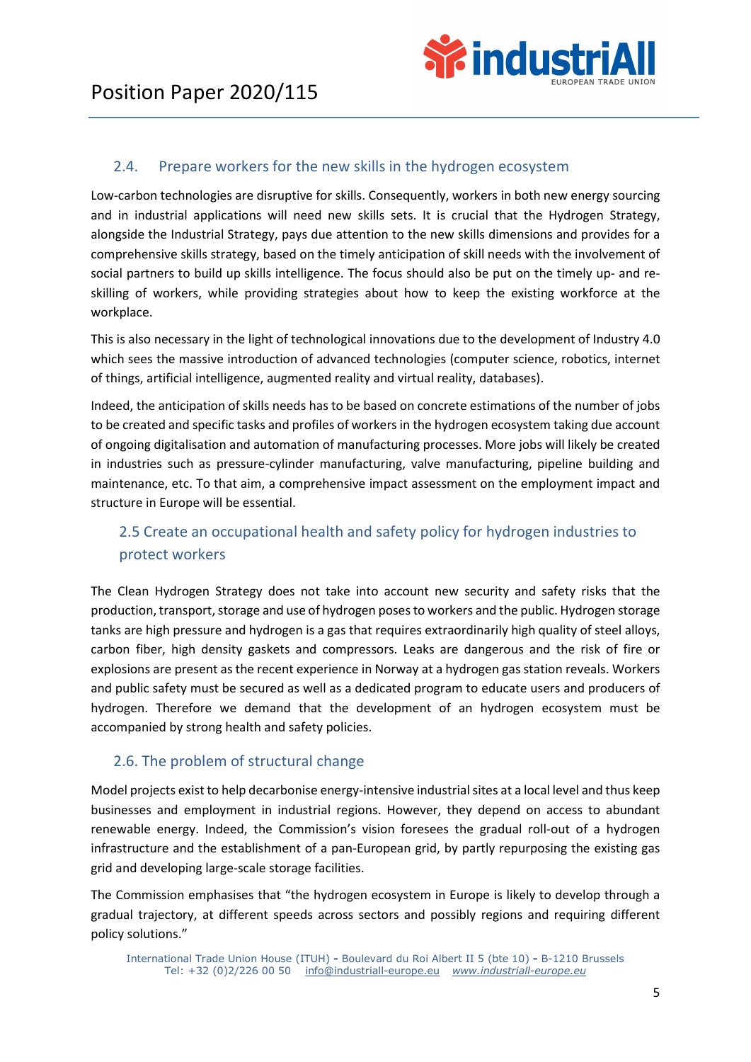## 2.4. Prepare workers for the new skills in the hydrogen ecosystem

Low-carbon technologies are disruptive for skills. Consequently, workers in both new energy sourcing and in industrial applications will need new skills sets. It is crucial that the Hydrogen Strategy, alongside the Industrial Strategy, pays due attention to the new skills dimensions and provides for a comprehensive skills strategy, based on the timely anticipation of skill needs with the involvement of social partners to build up skills intelligence. The focus should also be put on the timely up- and re-skilling of workers, while providing strategies about how to keep the existing workforce at the workplace.

This is also necessary in the light of technological innovations due to the development of Industry 4.0 which sees the massive introduction of advanced technologies (computer science, robotics, internet of things, artificial intelligence, augmented reality and virtual reality, databases).

Indeed, the anticipation of skills needs has to be based on concrete estimations of the number of jobs to be created and specific tasks and profiles of workers in the hydrogen ecosystem taking due account of ongoing digitalisation and automation of manufacturing processes. More jobs will likely be created in industries such as pressure-cylinder manufacturing, valve manufacturing, pipeline building and maintenance, etc. To that aim, a comprehensive impact assessment on the employment impact and structure in Europe will be essential.

## 2.5 Create an occupational health and safety policy for hydrogen industries to protect workers

The Clean Hydrogen Strategy does not take into account new security and safety risks that the production, transport, storage and use of hydrogen poses to workers and the public. Hydrogen storage tanks are high pressure and hydrogen is a gas that requires extraordinarily high quality of steel alloys, carbon fiber, high density gaskets and compressors. Leaks are dangerous and the risk of fire or explosions are present as the recent experience in Norway at a hydrogen gas station reveals. Workers and public safety must be secured as well as a dedicated program to educate users and producers of hydrogen. Therefore we demand that the development of an hydrogen ecosystem must be accompanied by strong health and safety policies.

## 2.6. The problem of structural change

Model projects exist to help decarbonise energy-intensive industrial sites at a local level and thus keep businesses and employment in industrial regions. However, they depend on access to abundant renewable energy. Indeed, the Commission's vision foresees the gradual roll-out of a hydrogen infrastructure and the establishment of a pan-European grid, by partly repurposing the existing gas grid and developing large-scale storage facilities.

The Commission emphasises that "the hydrogen ecosystem in Europe is likely to develop through a gradual trajectory, at different speeds across sectors and possibly regions and requiring different policy solutions."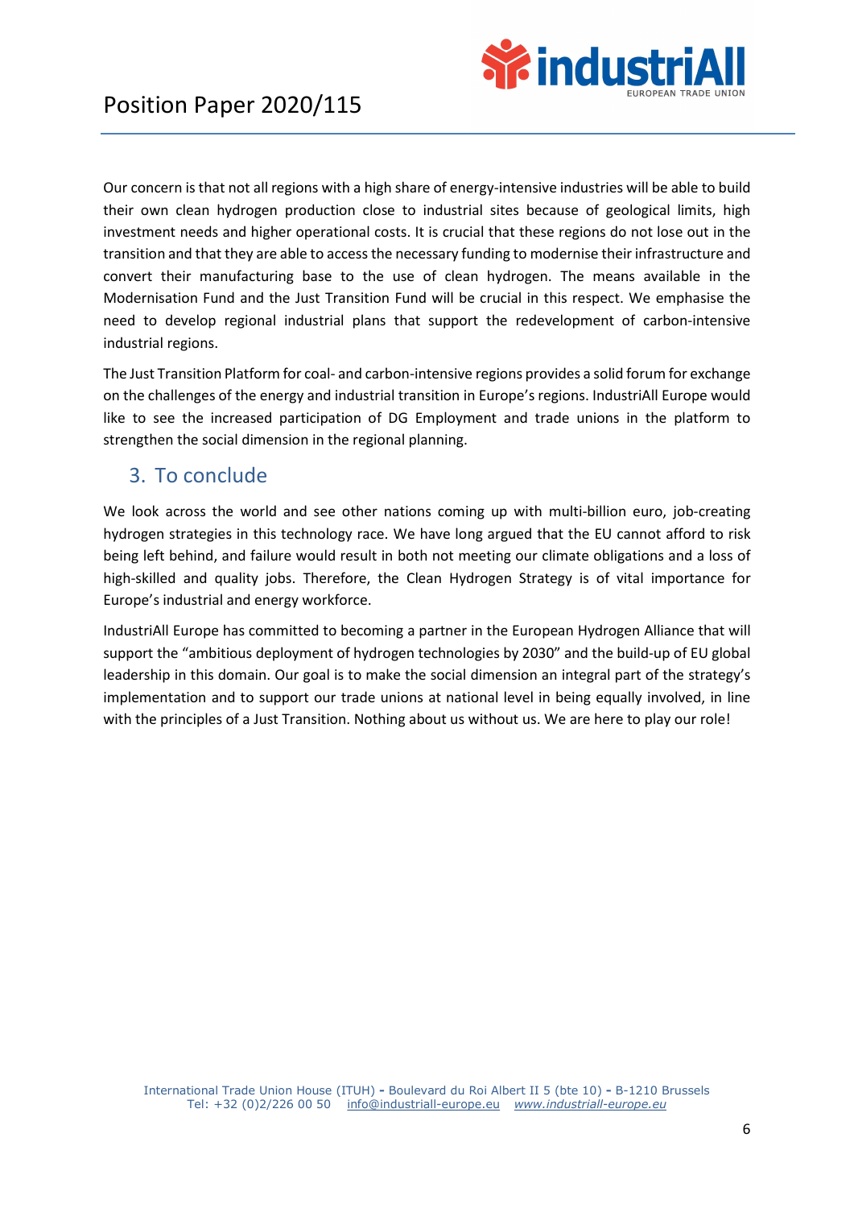Our concern is that not all regions with a high share of energy-intensive industries will be able to build their own clean hydrogen production close to industrial sites because of geological limits, high investment needs and higher operational costs. It is crucial that these regions do not lose out in the transition and that they are able to access the necessary funding to modernise their infrastructure and convert their manufacturing base to the use of clean hydrogen. The means available in the Modernisation Fund and the Just Transition Fund will be crucial in this respect. We emphasise the need to develop regional industrial plans that support the redevelopment of carbon-intensive industrial regions.

The Just Transition Platform for coal- and carbon-intensive regions provides a solid forum for exchange on the challenges of the energy and industrial transition in Europe's regions. IndustriAll Europe would like to see the increased participation of DG Employment and trade unions in the platform to strengthen the social dimension in the regional planning.

## 3. To conclude

We look across the world and see other nations coming up with multi-billion euro, job-creating hydrogen strategies in this technology race. We have long argued that the EU cannot afford to risk being left behind, and failure would result in both not meeting our climate obligations and a loss of high-skilled and quality jobs. Therefore, the Clean Hydrogen Strategy is of vital importance for Europe's industrial and energy workforce.

IndustriAll Europe has committed to becoming a partner in the European Hydrogen Alliance that will support the "ambitious deployment of hydrogen technologies by 2030" and the build-up of EU global leadership in this domain. Our goal is to make the social dimension an integral part of the strategy's implementation and to support our trade unions at national level in being equally involved, in line with the principles of a Just Transition. Nothing about us without us. We are here to play our role!